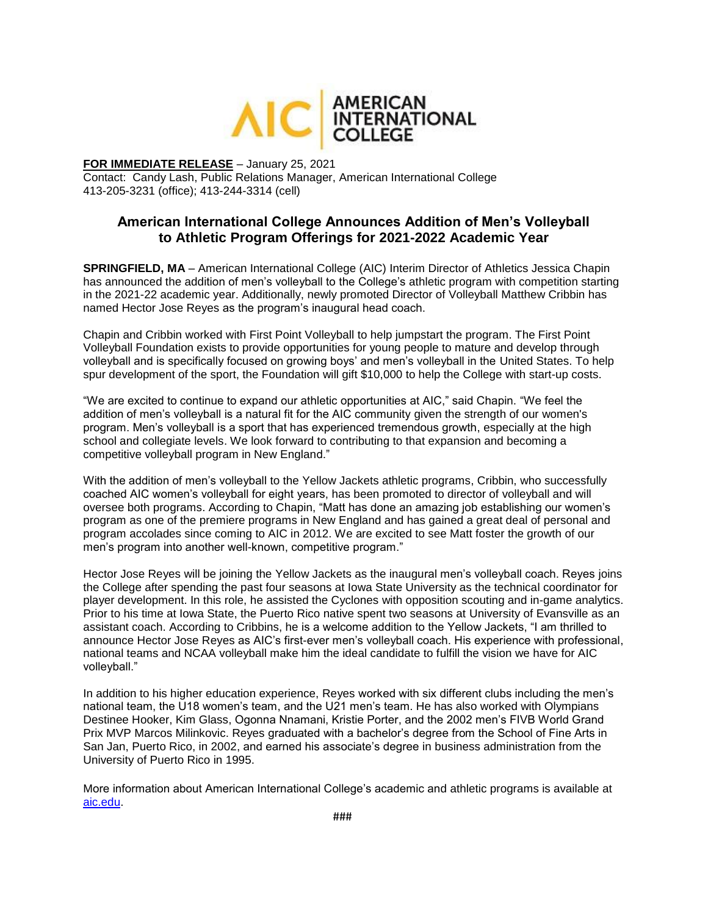AIC | AMERICAN INTERNATIONAL COLLEGE

**FOR IMMEDIATE RELEASE** – January 25, 2021
Contact: Candy Lash, Public Relations Manager, American International College
413-205-3231 (office); 413-244-3314 (cell)

## American International College Announces Addition of Men's Volleyball to Athletic Program Offerings for 2021-2022 Academic Year

**SPRINGFIELD, MA** – American International College (AIC) Interim Director of Athletics Jessica Chapin has announced the addition of men's volleyball to the College's athletic program with competition starting in the 2021-22 academic year. Additionally, newly promoted Director of Volleyball Matthew Cribbin has named Hector Jose Reyes as the program's inaugural head coach.

Chapin and Cribbin worked with First Point Volleyball to help jumpstart the program. The First Point Volleyball Foundation exists to provide opportunities for young people to mature and develop through volleyball and is specifically focused on growing boys' and men's volleyball in the United States. To help spur development of the sport, the Foundation will gift $10,000 to help the College with start-up costs.

"We are excited to continue to expand our athletic opportunities at AIC," said Chapin. "We feel the addition of men's volleyball is a natural fit for the AIC community given the strength of our women's program. Men's volleyball is a sport that has experienced tremendous growth, especially at the high school and collegiate levels. We look forward to contributing to that expansion and becoming a competitive volleyball program in New England."

With the addition of men's volleyball to the Yellow Jackets athletic programs, Cribbin, who successfully coached AIC women's volleyball for eight years, has been promoted to director of volleyball and will oversee both programs. According to Chapin, "Matt has done an amazing job establishing our women's program as one of the premiere programs in New England and has gained a great deal of personal and program accolades since coming to AIC in 2012. We are excited to see Matt foster the growth of our men's program into another well-known, competitive program."

Hector Jose Reyes will be joining the Yellow Jackets as the inaugural men's volleyball coach. Reyes joins the College after spending the past four seasons at Iowa State University as the technical coordinator for player development. In this role, he assisted the Cyclones with opposition scouting and in-game analytics. Prior to his time at Iowa State, the Puerto Rico native spent two seasons at University of Evansville as an assistant coach. According to Cribbins, he is a welcome addition to the Yellow Jackets, "I am thrilled to announce Hector Jose Reyes as AIC's first-ever men's volleyball coach. His experience with professional, national teams and NCAA volleyball make him the ideal candidate to fulfill the vision we have for AIC volleyball."

In addition to his higher education experience, Reyes worked with six different clubs including the men's national team, the U18 women's team, and the U21 men's team. He has also worked with Olympians Destinee Hooker, Kim Glass, Ogonna Nnamani, Kristie Porter, and the 2002 men's FIVB World Grand Prix MVP Marcos Milinkovic. Reyes graduated with a bachelor's degree from the School of Fine Arts in San Jan, Puerto Rico, in 2002, and earned his associate's degree in business administration from the University of Puerto Rico in 1995.

More information about American International College's academic and athletic programs is available at [aic.edu](aic.edu).

###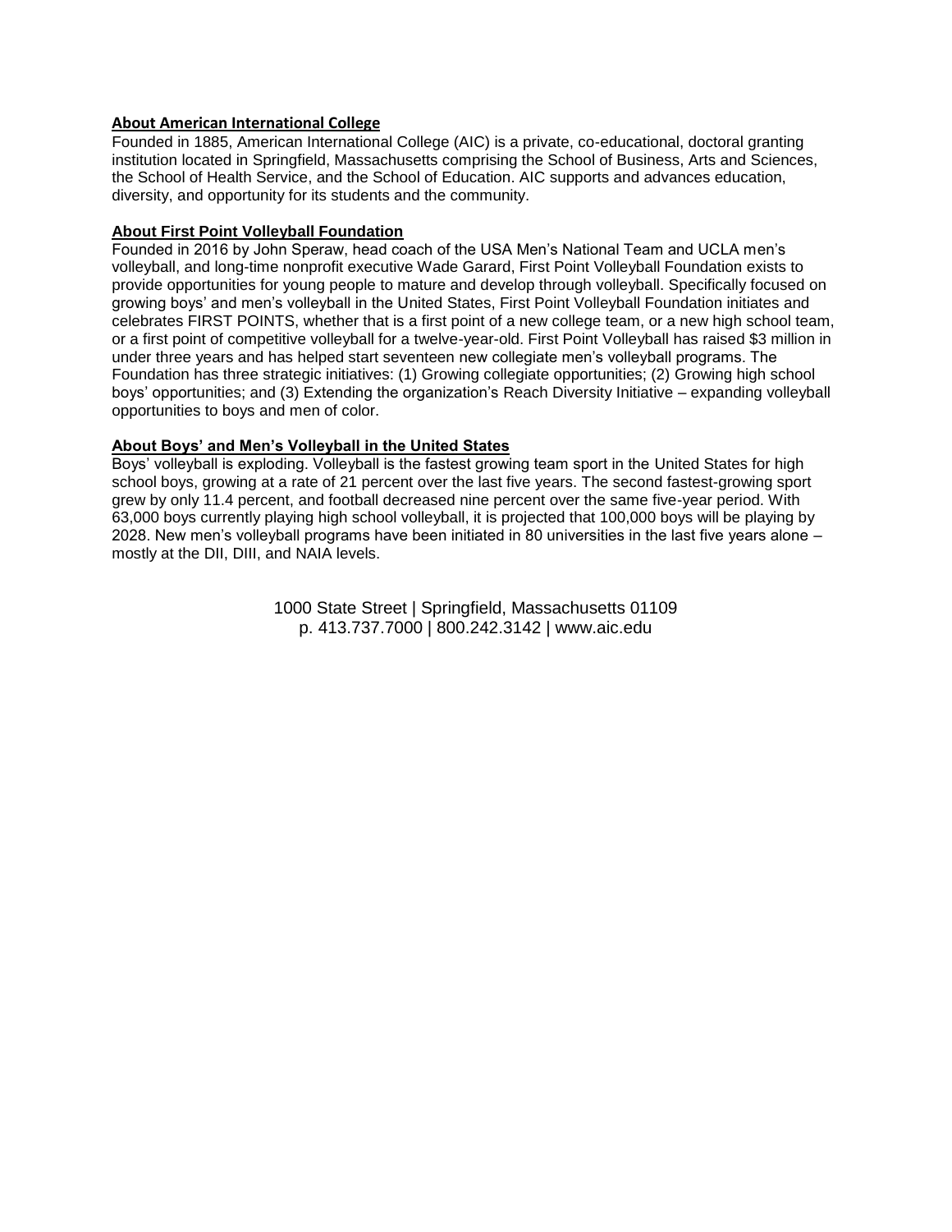**About American International College**

Founded in 1885, American International College (AIC) is a private, co-educational, doctoral granting institution located in Springfield, Massachusetts comprising the School of Business, Arts and Sciences, the School of Health Service, and the School of Education. AIC supports and advances education, diversity, and opportunity for its students and the community.

**About First Point Volleyball Foundation**

Founded in 2016 by John Speraw, head coach of the USA Men's National Team and UCLA men's volleyball, and long-time nonprofit executive Wade Garard, First Point Volleyball Foundation exists to provide opportunities for young people to mature and develop through volleyball. Specifically focused on growing boys' and men's volleyball in the United States, First Point Volleyball Foundation initiates and celebrates FIRST POINTS, whether that is a first point of a new college team, or a new high school team, or a first point of competitive volleyball for a twelve-year-old. First Point Volleyball has raised $3 million in under three years and has helped start seventeen new collegiate men's volleyball programs. The Foundation has three strategic initiatives: (1) Growing collegiate opportunities; (2) Growing high school boys' opportunities; and (3) Extending the organization's Reach Diversity Initiative – expanding volleyball opportunities to boys and men of color.

**About Boys' and Men's Volleyball in the United States**

Boys' volleyball is exploding. Volleyball is the fastest growing team sport in the United States for high school boys, growing at a rate of 21 percent over the last five years. The second fastest-growing sport grew by only 11.4 percent, and football decreased nine percent over the same five-year period. With 63,000 boys currently playing high school volleyball, it is projected that 100,000 boys will be playing by 2028. New men's volleyball programs have been initiated in 80 universities in the last five years alone – mostly at the DII, DIII, and NAIA levels.

1000 State Street | Springfield, Massachusetts 01109
p. 413.737.7000 | 800.242.3142 | www.aic.edu